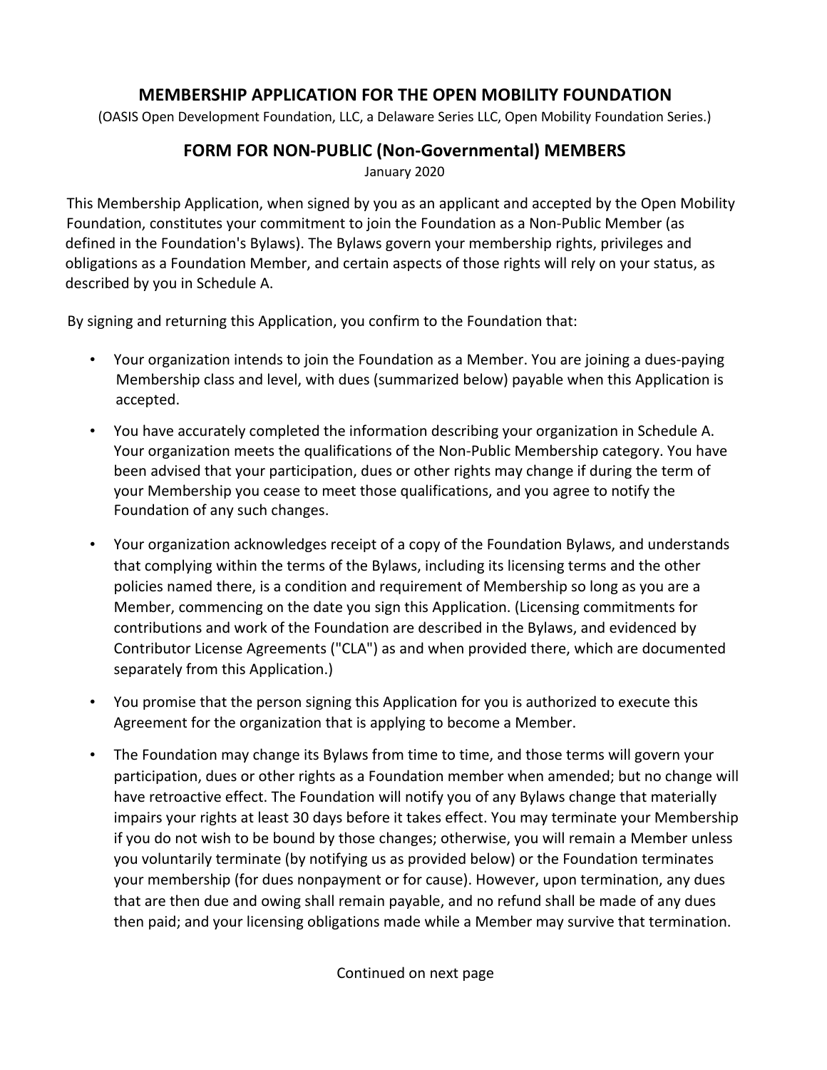# MEMBERSHIP APPLICATION FOR THE OPEN MOBILITY FOUNDATION

(OASIS Open Development Foundation, LLC, a Delaware Series LLC, Open Mobility Foundation Series.)

## FORM FOR NON-PUBLIC (Non-Governmental) MEMBERS

January 2020

This Membership Application, when signed by you as an applicant and accepted by the Open Mobility Foundation, constitutes your commitment to join the Foundation as a Non-Public Member (as defined in the Foundation's Bylaws). The Bylaws govern your membership rights, privileges and obligations as a Foundation Member, and certain aspects of those rights will rely on your status, as described by you in Schedule A.

By signing and returning this Application, you confirm to the Foundation that:

- Your organization intends to join the Foundation as a Member. You are joining a dues-paying Membership class and level, with dues (summarized below) payable when this Application is accepted.
- You have accurately completed the information describing your organization in Schedule A. Your organization meets the qualifications of the Non-Public Membership category. You have been advised that your participation, dues or other rights may change if during the term of your Membership you cease to meet those qualifications, and you agree to notify the Foundation of any such changes.
- Your organization acknowledges receipt of a copy of the Foundation Bylaws, and understands that complying within the terms of the Bylaws, including its licensing terms and the other policies named there, is a condition and requirement of Membership so long as you are a Member, commencing on the date you sign this Application. (Licensing commitments for contributions and work of the Foundation are described in the Bylaws, and evidenced by Contributor License Agreements ("CLA") as and when provided there, which are documented separately from this Application.)
- You promise that the person signing this Application for you is authorized to execute this Agreement for the organization that is applying to become a Member.
- The Foundation may change its Bylaws from time to time, and those terms will govern your participation, dues or other rights as a Foundation member when amended; but no change will have retroactive effect. The Foundation will notify you of any Bylaws change that materially impairs your rights at least 30 days before it takes effect. You may terminate your Membership if you do not wish to be bound by those changes; otherwise, you will remain a Member unless you voluntarily terminate (by notifying us as provided below) or the Foundation terminates your membership (for dues nonpayment or for cause). However, upon termination, any dues that are then due and owing shall remain payable, and no refund shall be made of any dues then paid; and your licensing obligations made while a Member may survive that termination.

Continued on next page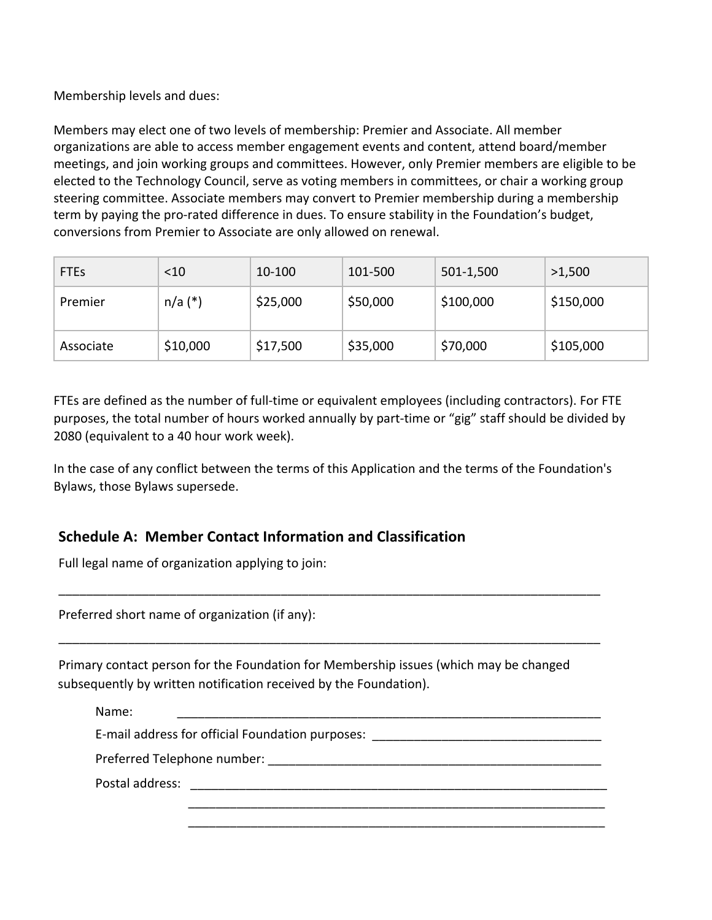Membership levels and dues:

Members may elect one of two levels of membership: Premier and Associate. All member organizations are able to access member engagement events and content, attend board/member meetings, and join working groups and committees. However, only Premier members are eligible to be elected to the Technology Council, serve as voting members in committees, or chair a working group steering committee. Associate members may convert to Premier membership during a membership term by paying the pro-rated difference in dues. To ensure stability in the Foundation's budget, conversions from Premier to Associate are only allowed on renewal.

| FTEs | <10 | 10-100 | 101-500 | 501-1,500 | >1,500 |
|---|---|---|---|---|---|
| Premier | n/a (*) | $25,000 | $50,000 | $100,000 | $150,000 |
| Associate | $10,000 | $17,500 | $35,000 | $70,000 | $105,000 |

FTEs are defined as the number of full-time or equivalent employees (including contractors). For FTE purposes, the total number of hours worked annually by part-time or "gig" staff should be divided by 2080 (equivalent to a 40 hour work week).

In the case of any conflict between the terms of this Application and the terms of the Foundation's Bylaws, those Bylaws supersede.

## Schedule A: Member Contact Information and Classification

Full legal name of organization applying to join:

\_\_\_\_\_\_\_\_\_\_\_\_\_\_\_\_\_\_\_\_\_\_\_\_\_\_\_\_\_\_\_\_\_\_\_\_\_\_\_\_\_\_\_\_\_\_\_\_\_\_\_\_\_\_\_\_\_\_\_\_\_\_\_\_\_\_\_\_\_\_\_\_\_\_\_\_

Preferred short name of organization (if any):

\_\_\_\_\_\_\_\_\_\_\_\_\_\_\_\_\_\_\_\_\_\_\_\_\_\_\_\_\_\_\_\_\_\_\_\_\_\_\_\_\_\_\_\_\_\_\_\_\_\_\_\_\_\_\_\_\_\_\_\_\_\_\_\_\_\_\_\_\_\_\_\_\_\_\_\_

Primary contact person for the Foundation for Membership issues (which may be changed subsequently by written notification received by the Foundation).

Name: \_\_\_\_\_\_\_\_\_\_\_\_\_\_\_\_\_\_\_\_\_\_\_\_\_\_\_\_\_\_\_\_\_\_\_\_\_\_\_\_\_\_\_\_\_\_\_\_\_\_\_\_\_\_\_\_\_\_

E-mail address for official Foundation purposes: \_\_\_\_\_\_\_\_\_\_\_\_\_\_\_\_\_\_\_\_\_\_\_\_\_\_\_\_\_\_

Preferred Telephone number: \_\_\_\_\_\_\_\_\_\_\_\_\_\_\_\_\_\_\_\_\_\_\_\_\_\_\_\_\_\_\_\_\_\_\_\_\_\_\_\_\_\_\_\_

Postal address: \_\_\_\_\_\_\_\_\_\_\_\_\_\_\_\_\_\_\_\_\_\_\_\_\_\_\_\_\_\_\_\_\_\_\_\_\_\_\_\_\_\_\_\_\_\_\_\_\_\_\_\_\_\_\_\_

\_\_\_\_\_\_\_\_\_\_\_\_\_\_\_\_\_\_\_\_\_\_\_\_\_\_\_\_\_\_\_\_\_\_\_\_\_\_\_\_\_\_\_\_\_\_\_\_\_\_\_\_\_\_\_\_

\_\_\_\_\_\_\_\_\_\_\_\_\_\_\_\_\_\_\_\_\_\_\_\_\_\_\_\_\_\_\_\_\_\_\_\_\_\_\_\_\_\_\_\_\_\_\_\_\_\_\_\_\_\_\_\_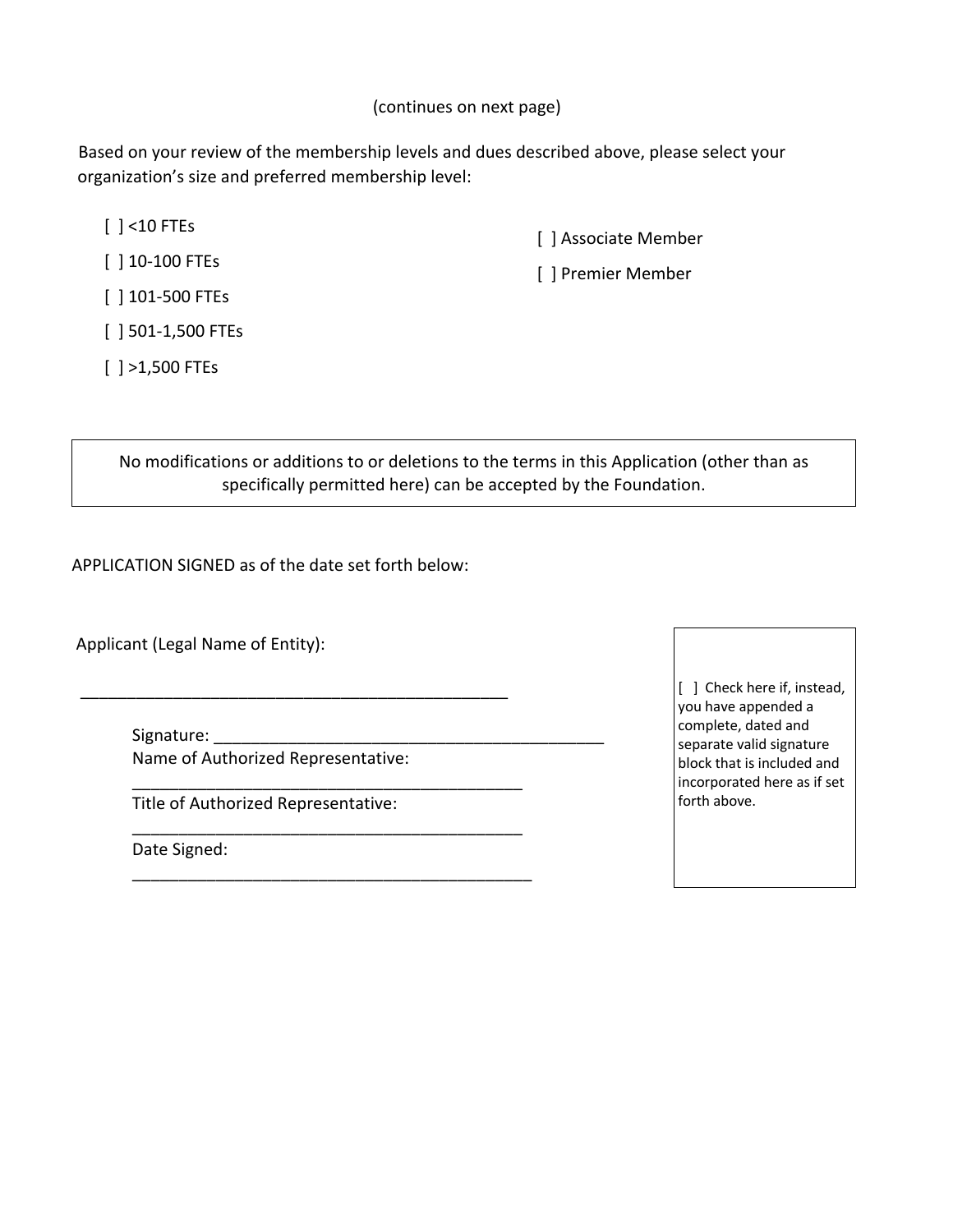(continues on next page)

Based on your review of the membership levels and dues described above, please select your organization's size and preferred membership level:

[ ] <10 FTEs

[ ] 10-100 FTEs

[ ] 101-500 FTEs

[ ] 501-1,500 FTEs

[ ] >1,500 FTEs

[ ] Associate Member

[ ] Premier Member

> No modifications or additions to or deletions to the terms in this Application (other than as specifically permitted here) can be accepted by the Foundation.

APPLICATION SIGNED as of the date set forth below:

Applicant (Legal Name of Entity):

_______________________________________________

Signature: ___________________________________________

Name of Authorized Representative:

___________________________________________

Title of Authorized Representative:

___________________________________________

Date Signed:

____________________________________________

[ ] Check here if, instead, you have appended a complete, dated and separate valid signature block that is included and incorporated here as if set forth above.